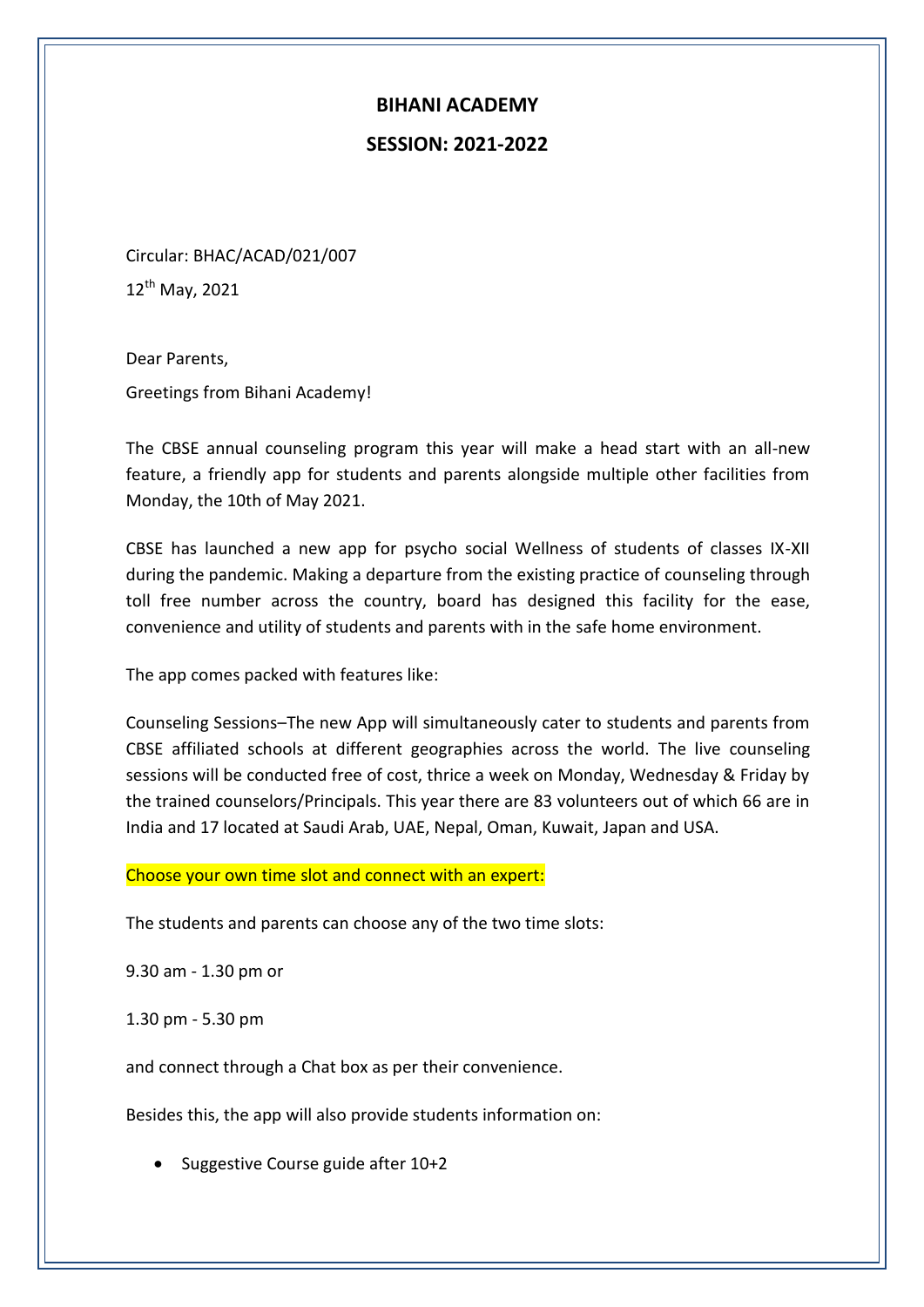# BIHANI ACADEMY

## SESSION: 2021-2022

Circular: BHAC/ACAD/021/007

12th May, 2021

Dear Parents,

Greetings from Bihani Academy!

The CBSE annual counseling program this year will make a head start with an all-new feature, a friendly app for students and parents alongside multiple other facilities from Monday, the 10th of May 2021.

CBSE has launched a new app for psycho social Wellness of students of classes IX-XII during the pandemic. Making a departure from the existing practice of counseling through toll free number across the country, board has designed this facility for the ease, convenience and utility of students and parents with in the safe home environment.

The app comes packed with features like:

Counseling Sessions–The new App will simultaneously cater to students and parents from CBSE affiliated schools at different geographies across the world. The live counseling sessions will be conducted free of cost, thrice a week on Monday, Wednesday & Friday by the trained counselors/Principals. This year there are 83 volunteers out of which 66 are in India and 17 located at Saudi Arab, UAE, Nepal, Oman, Kuwait, Japan and USA.

Choose your own time slot and connect with an expert:

The students and parents can choose any of the two time slots:

9.30 am - 1.30 pm or

1.30 pm - 5.30 pm

and connect through a Chat box as per their convenience.

Besides this, the app will also provide students information on:

- Suggestive Course guide after 10+2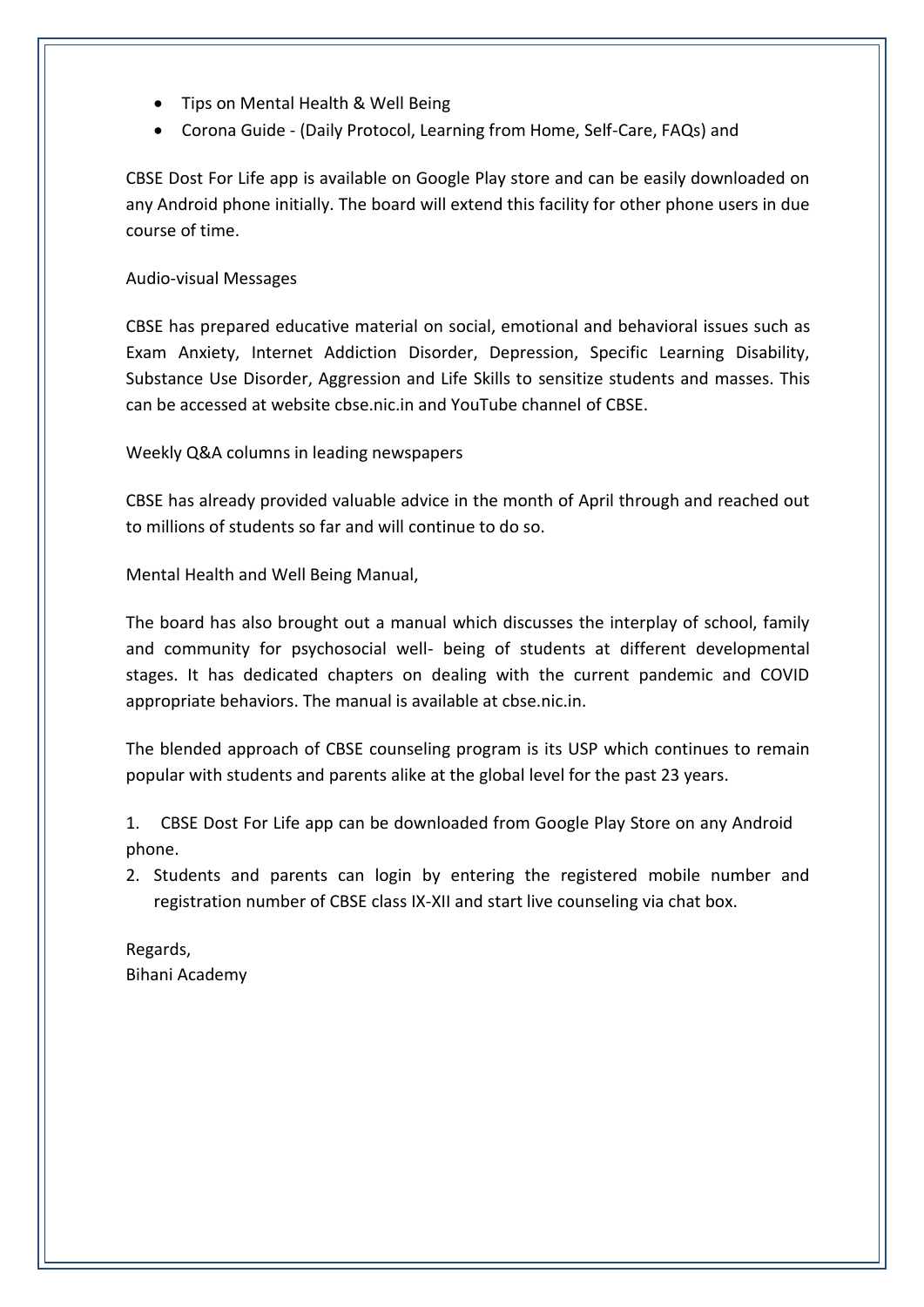- Tips on Mental Health & Well Being
- Corona Guide - (Daily Protocol, Learning from Home, Self-Care, FAQs) and

CBSE Dost For Life app is available on Google Play store and can be easily downloaded on any Android phone initially. The board will extend this facility for other phone users in due course of time.

Audio-visual Messages

CBSE has prepared educative material on social, emotional and behavioral issues such as Exam Anxiety, Internet Addiction Disorder, Depression, Specific Learning Disability, Substance Use Disorder, Aggression and Life Skills to sensitize students and masses. This can be accessed at website cbse.nic.in and YouTube channel of CBSE.

Weekly Q&A columns in leading newspapers

CBSE has already provided valuable advice in the month of April through and reached out to millions of students so far and will continue to do so.

Mental Health and Well Being Manual,

The board has also brought out a manual which discusses the interplay of school, family and community for psychosocial well- being of students at different developmental stages. It has dedicated chapters on dealing with the current pandemic and COVID appropriate behaviors. The manual is available at cbse.nic.in.

The blended approach of CBSE counseling program is its USP which continues to remain popular with students and parents alike at the global level for the past 23 years.

1. CBSE Dost For Life app can be downloaded from Google Play Store on any Android phone.
2. Students and parents can login by entering the registered mobile number and registration number of CBSE class IX-XII and start live counseling via chat box.

Regards,
Bihani Academy